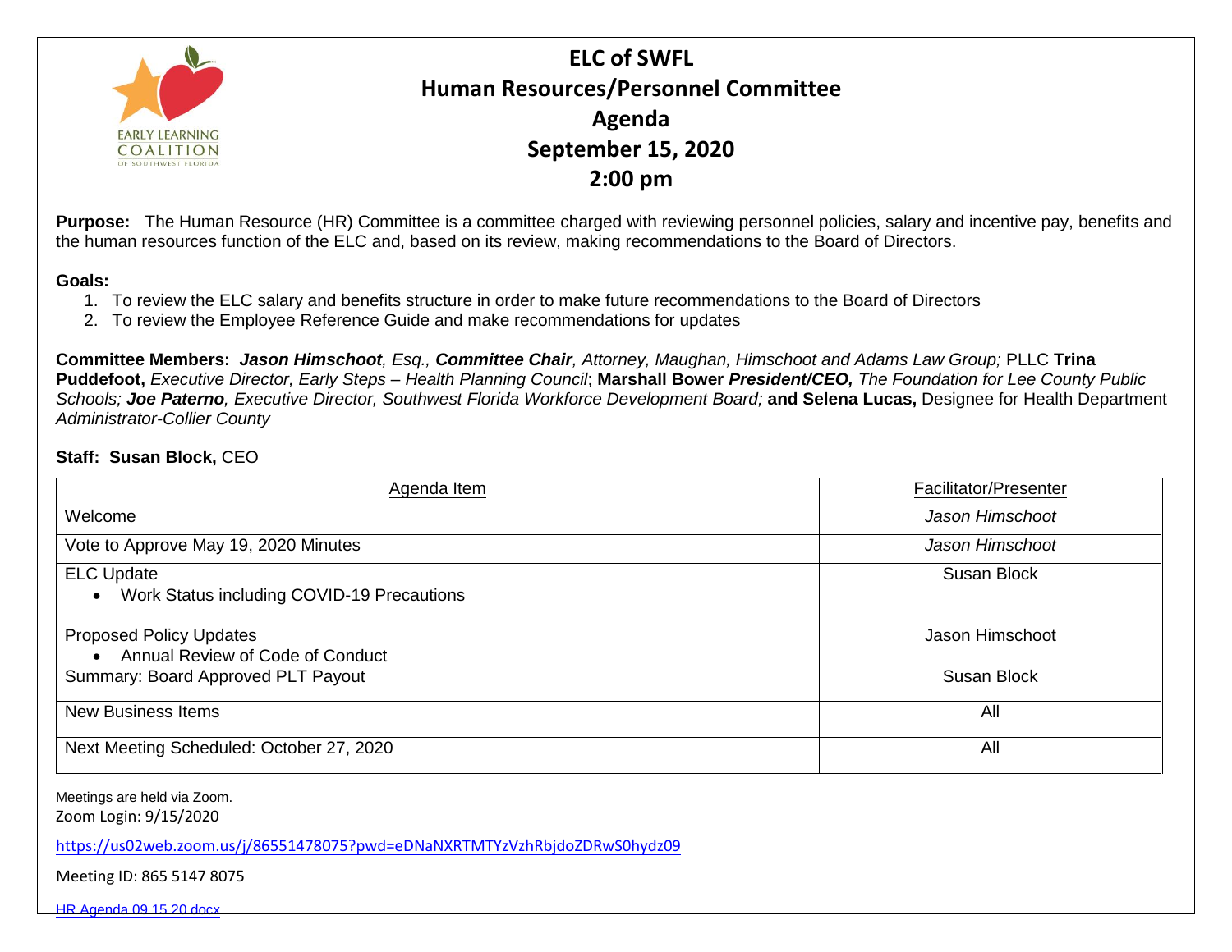# ELC of SWFL
## Human Resources/Personnel Committee
## Agenda
## September 15, 2020
## 2:00 pm

**Purpose:** The Human Resource (HR) Committee is a committee charged with reviewing personnel policies, salary and incentive pay, benefits and the human resources function of the ELC and, based on its review, making recommendations to the Board of Directors.

**Goals:**

1. To review the ELC salary and benefits structure in order to make future recommendations to the Board of Directors
2. To review the Employee Reference Guide and make recommendations for updates

**Committee Members:** ***Jason Himschoot****, Esq.,* ***Committee Chair****, Attorney, Maughan, Himschoot and Adams Law Group;* PLLC **Trina Puddefoot,** *Executive Director, Early Steps – Health Planning Council*; **Marshall Bower** ***President/CEO,*** *The Foundation for Lee County Public Schools;* ***Joe Paterno****, Executive Director, Southwest Florida Workforce Development Board;* **and Selena Lucas,** Designee for Health Department *Administrator-Collier County*

**Staff: Susan Block,** CEO

| Agenda Item | Facilitator/Presenter |
|---|---|
| Welcome | *Jason Himschoot* |
| Vote to Approve May 19, 2020 Minutes | *Jason Himschoot* |
| ELC Update<br>• Work Status including COVID-19 Precautions | Susan Block |
| Proposed Policy Updates<br>• Annual Review of Code of Conduct | Jason Himschoot |
| Summary: Board Approved PLT Payout | Susan Block |
| New Business Items | All |
| Next Meeting Scheduled: October 27, 2020 | All |

Meetings are held via Zoom.
Zoom Login: 9/15/2020

https://us02web.zoom.us/j/86551478075?pwd=eDNaNXRTMTYzVzhRbjdoZDRwS0hydz09

Meeting ID: 865 5147 8075

HR Agenda 09.15.20.docx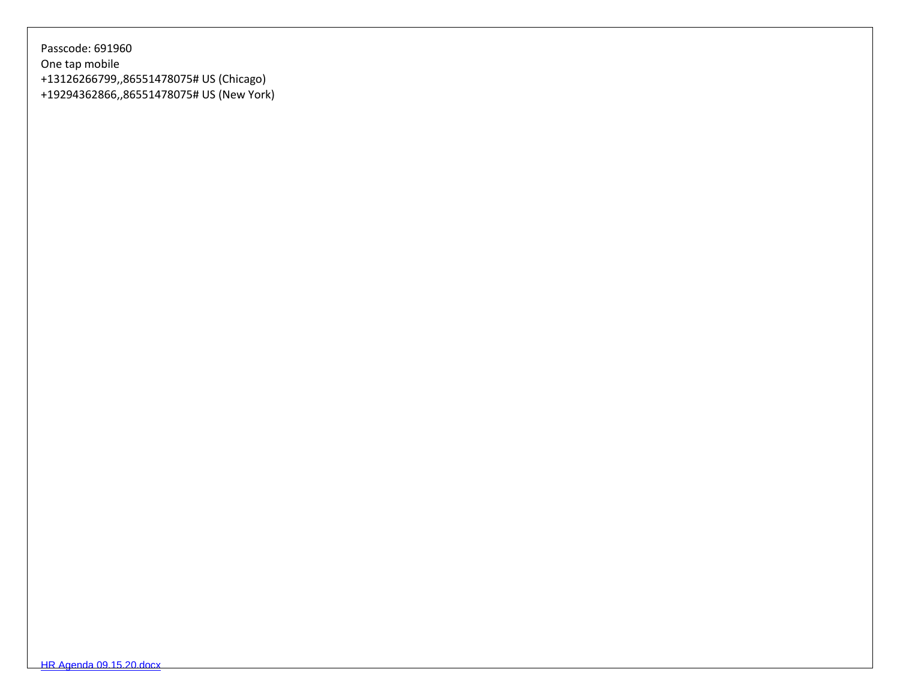Passcode: 691960
One tap mobile
+13126266799,,86551478075# US (Chicago)
+19294362866,,86551478075# US (New York)

HR Agenda 09.15.20.docx